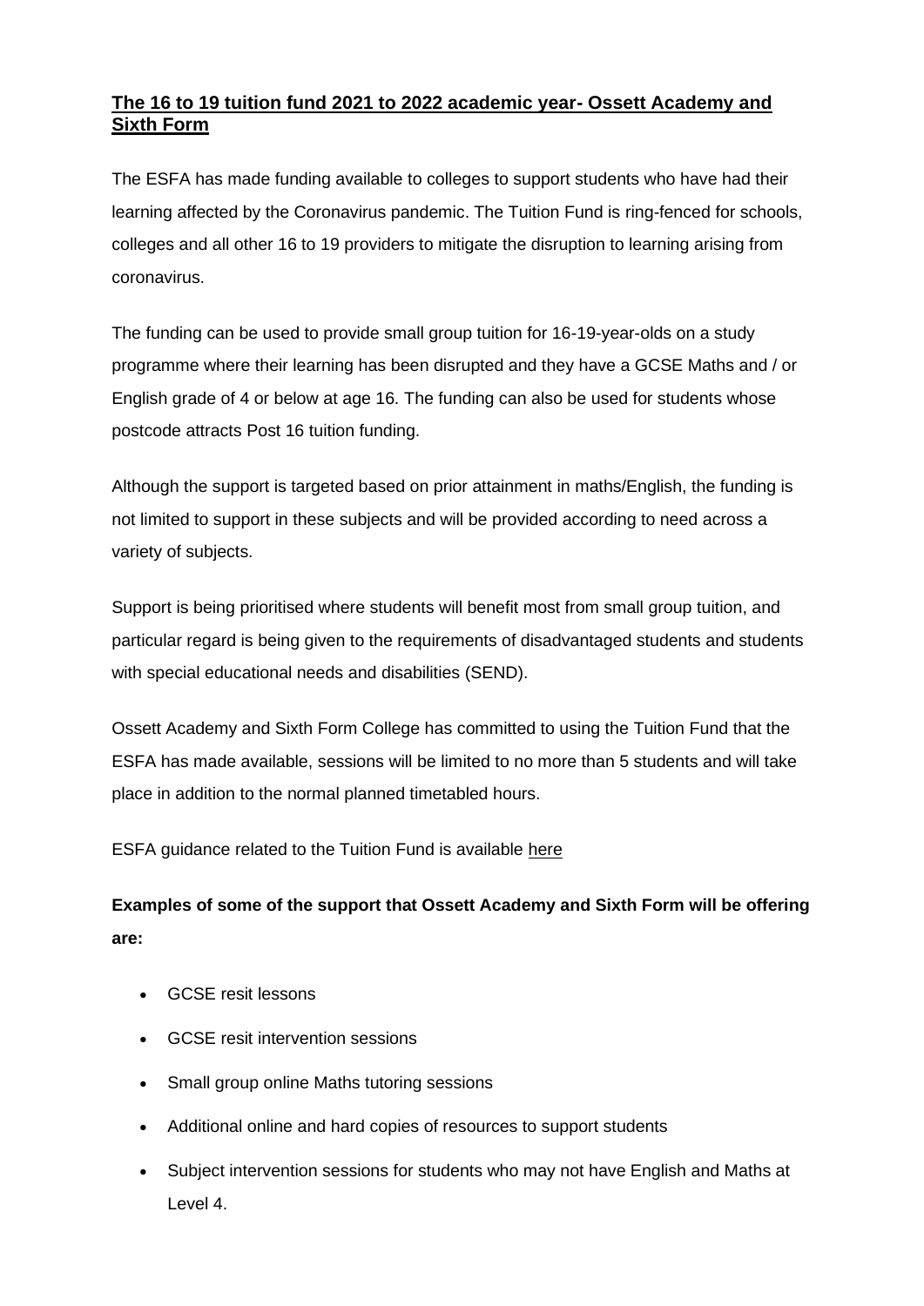# The 16 to 19 tuition fund 2021 to 2022 academic year- Ossett Academy and Sixth Form

The ESFA has made funding available to colleges to support students who have had their learning affected by the Coronavirus pandemic. The Tuition Fund is ring-fenced for schools, colleges and all other 16 to 19 providers to mitigate the disruption to learning arising from coronavirus.

The funding can be used to provide small group tuition for 16-19-year-olds on a study programme where their learning has been disrupted and they have a GCSE Maths and / or English grade of 4 or below at age 16. The funding can also be used for students whose postcode attracts Post 16 tuition funding.

Although the support is targeted based on prior attainment in maths/English, the funding is not limited to support in these subjects and will be provided according to need across a variety of subjects.

Support is being prioritised where students will benefit most from small group tuition, and particular regard is being given to the requirements of disadvantaged students and students with special educational needs and disabilities (SEND).

Ossett Academy and Sixth Form College has committed to using the Tuition Fund that the ESFA has made available, sessions will be limited to no more than 5 students and will take place in addition to the normal planned timetabled hours.

ESFA guidance related to the Tuition Fund is available here

**Examples of some of the support that Ossett Academy and Sixth Form will be offering are:**

- GCSE resit lessons
- GCSE resit intervention sessions
- Small group online Maths tutoring sessions
- Additional online and hard copies of resources to support students
- Subject intervention sessions for students who may not have English and Maths at Level 4.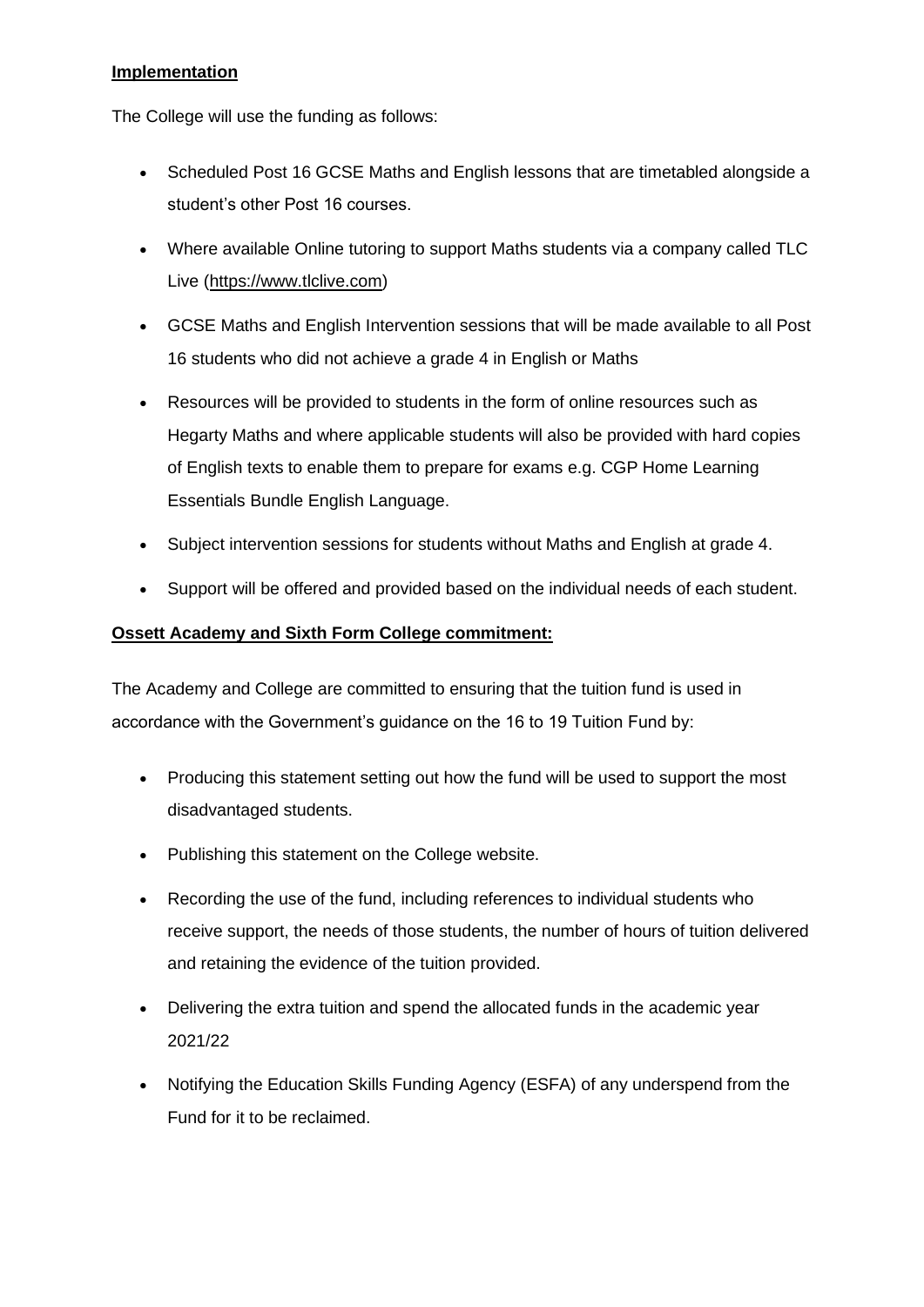**Implementation**

The College will use the funding as follows:

- Scheduled Post 16 GCSE Maths and English lessons that are timetabled alongside a student's other Post 16 courses.
- Where available Online tutoring to support Maths students via a company called TLC Live (https://www.tlclive.com)
- GCSE Maths and English Intervention sessions that will be made available to all Post 16 students who did not achieve a grade 4 in English or Maths
- Resources will be provided to students in the form of online resources such as Hegarty Maths and where applicable students will also be provided with hard copies of English texts to enable them to prepare for exams e.g. CGP Home Learning Essentials Bundle English Language.
- Subject intervention sessions for students without Maths and English at grade 4.
- Support will be offered and provided based on the individual needs of each student.

**Ossett Academy and Sixth Form College commitment:**

The Academy and College are committed to ensuring that the tuition fund is used in accordance with the Government's guidance on the 16 to 19 Tuition Fund by:

- Producing this statement setting out how the fund will be used to support the most disadvantaged students.
- Publishing this statement on the College website.
- Recording the use of the fund, including references to individual students who receive support, the needs of those students, the number of hours of tuition delivered and retaining the evidence of the tuition provided.
- Delivering the extra tuition and spend the allocated funds in the academic year 2021/22
- Notifying the Education Skills Funding Agency (ESFA) of any underspend from the Fund for it to be reclaimed.